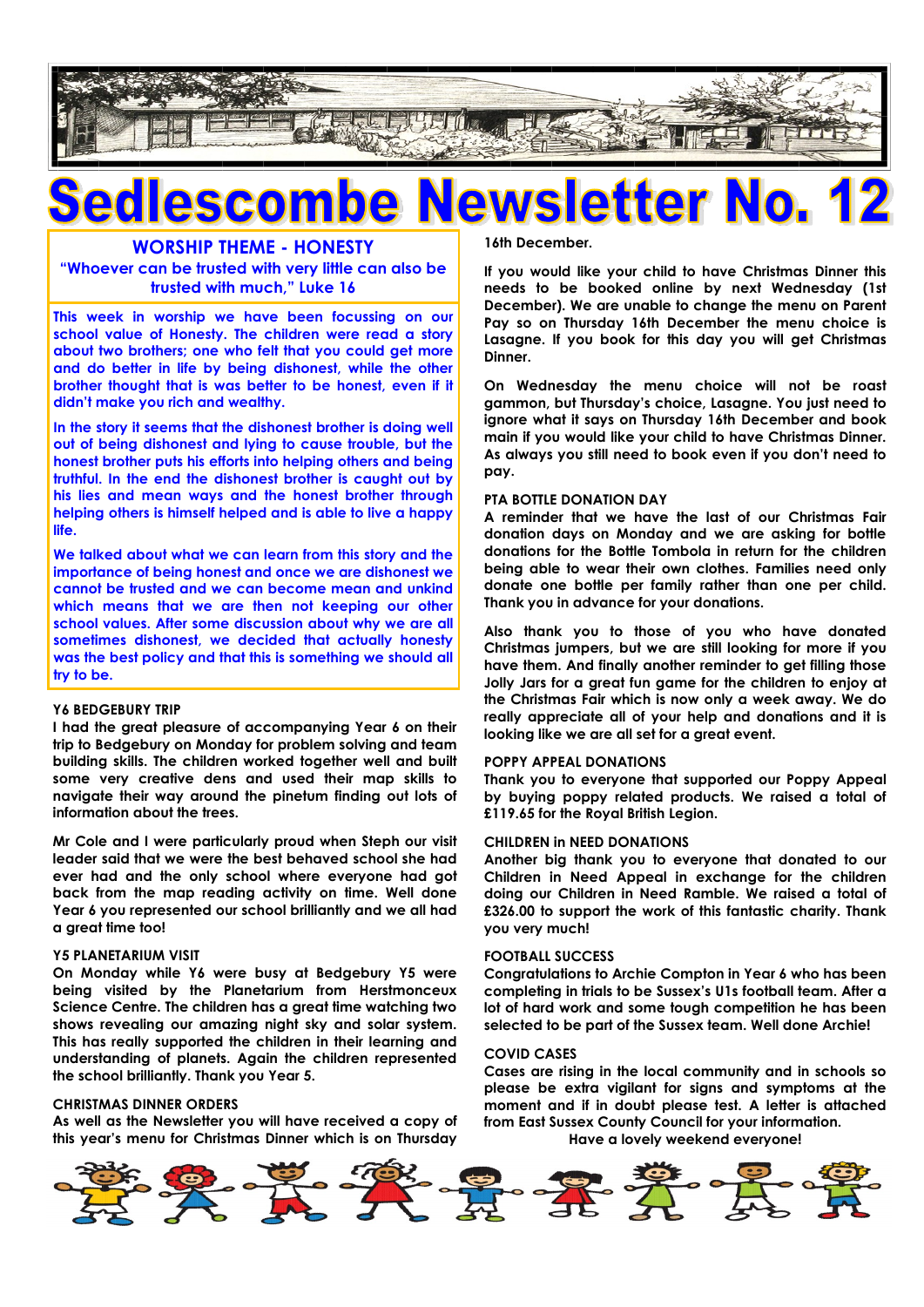# Sedlescombe Newsletter No. 12

## WORSHIP THEME - HONESTY

**"Whoever can be trusted with very little can also be trusted with much," Luke 16**

This week in worship we have been focussing on our school value of Honesty. The children were read a story about two brothers; one who felt that you could get more and do better in life by being dishonest, while the other brother thought that is was better to be honest, even if it didn't make you rich and wealthy.

In the story it seems that the dishonest brother is doing well out of being dishonest and lying to cause trouble, but the honest brother puts his efforts into helping others and being truthful. In the end the dishonest brother is caught out by his lies and mean ways and the honest brother through helping others is himself helped and is able to live a happy life.

We talked about what we can learn from this story and the importance of being honest and once we are dishonest we cannot be trusted and we can become mean and unkind which means that we are then not keeping our other school values. After some discussion about why we are all sometimes dishonest, we decided that actually honesty was the best policy and that this is something we should all try to be.

### Y6 BEDGEBURY TRIP

I had the great pleasure of accompanying Year 6 on their trip to Bedgebury on Monday for problem solving and team building skills. The children worked together well and built some very creative dens and used their map skills to navigate their way around the pinetum finding out lots of information about the trees.

Mr Cole and I were particularly proud when Steph our visit leader said that we were the best behaved school she had ever had and the only school where everyone had got back from the map reading activity on time. Well done Year 6 you represented our school brilliantly and we all had a great time too!

### Y5 PLANETARIUM VISIT

On Monday while Y6 were busy at Bedgebury Y5 were being visited by the Planetarium from Herstmonceux Science Centre. The children has a great time watching two shows revealing our amazing night sky and solar system. This has really supported the children in their learning and understanding of planets. Again the children represented the school brilliantly. Thank you Year 5.

### CHRISTMAS DINNER ORDERS

As well as the Newsletter you will have received a copy of this year's menu for Christmas Dinner which is on Thursday 16th December.

If you would like your child to have Christmas Dinner this needs to be booked online by next Wednesday (1st December). We are unable to change the menu on Parent Pay so on Thursday 16th December the menu choice is Lasagne. If you book for this day you will get Christmas Dinner.

On Wednesday the menu choice will not be roast gammon, but Thursday's choice, Lasagne. You just need to ignore what it says on Thursday 16th December and book main if you would like your child to have Christmas Dinner. As always you still need to book even if you don't need to pay.

### PTA BOTTLE DONATION DAY

A reminder that we have the last of our Christmas Fair donation days on Monday and we are asking for bottle donations for the Bottle Tombola in return for the children being able to wear their own clothes. Families need only donate one bottle per family rather than one per child. Thank you in advance for your donations.

Also thank you to those of you who have donated Christmas jumpers, but we are still looking for more if you have them. And finally another reminder to get filling those Jolly Jars for a great fun game for the children to enjoy at the Christmas Fair which is now only a week away. We do really appreciate all of your help and donations and it is looking like we are all set for a great event.

### POPPY APPEAL DONATIONS

Thank you to everyone that supported our Poppy Appeal by buying poppy related products. We raised a total of £119.65 for the Royal British Legion.

### CHILDREN in NEED DONATIONS

Another big thank you to everyone that donated to our Children in Need Appeal in exchange for the children doing our Children in Need Ramble. We raised a total of £326.00 to support the work of this fantastic charity. Thank you very much!

### FOOTBALL SUCCESS

Congratulations to Archie Compton in Year 6 who has been completing in trials to be Sussex's U1s football team. After a lot of hard work and some tough competition he has been selected to be part of the Sussex team. Well done Archie!

### COVID CASES

Cases are rising in the local community and in schools so please be extra vigilant for signs and symptoms at the moment and if in doubt please test. A letter is attached from East Sussex County Council for your information.

**Have a lovely weekend everyone!**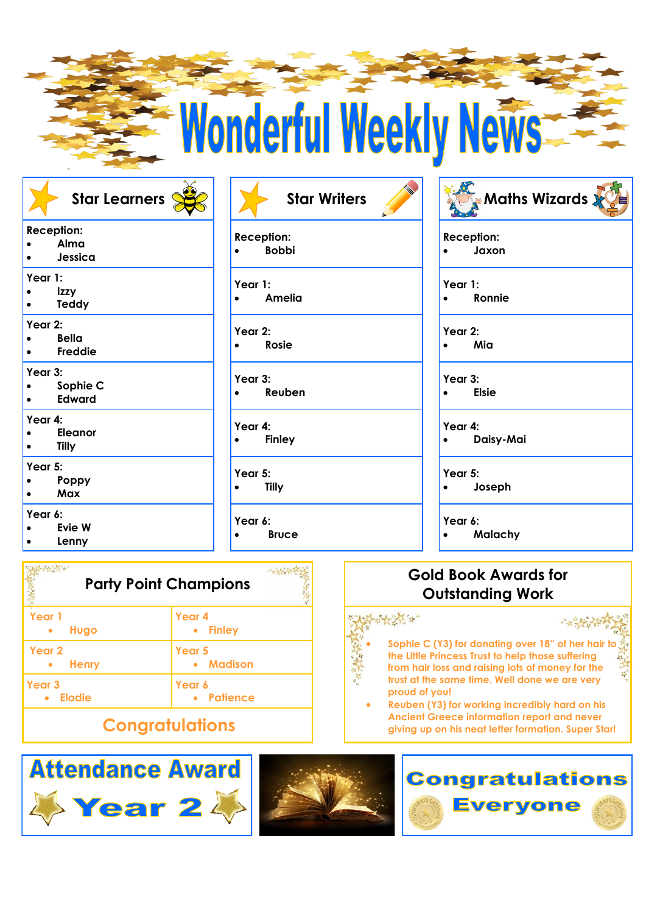# Wonderful Weekly News

## Star Learners

**Reception:**
- Alma
- Jessica

**Year 1:**
- Izzy
- Teddy

**Year 2:**
- Bella
- Freddie

**Year 3:**
- Sophie C
- Edward

**Year 4:**
- Eleanor
- Tilly

**Year 5:**
- Poppy
- Max

**Year 6:**
- Evie W
- Lenny

## Star Writers

**Reception:**
- Bobbi

**Year 1:**
- Amelia

**Year 2:**
- Rosie

**Year 3:**
- Reuben

**Year 4:**
- Finley

**Year 5:**
- Tilly

**Year 6:**
- Bruce

## Maths Wizards

**Reception:**
- Jaxon

**Year 1:**
- Ronnie

**Year 2:**
- Mia

**Year 3:**
- Elsie

**Year 4:**
- Daisy-Mai

**Year 5:**
- Joseph

**Year 6:**
- Malachy

## Party Point Champions

| | |
|---|---|
| Year 1 • Hugo | Year 4 • Finley |
| Year 2 • Henry | Year 5 • Madison |
| Year 3 • Elodie | Year 6 • Patience |

Congratulations

## Gold Book Awards for Outstanding Work

- Sophie C (Y3) for donating over 18" of her hair to the Little Princess Trust to help those suffering from hair loss and raising lots of money for the trust at the same time. Well done we are very proud of you!
- Reuben (Y3) for working incredibly hard on his Ancient Greece information report and never giving up on his neat letter formation. Super Star!

## Attendance Award

Year 2

## Congratulations Everyone